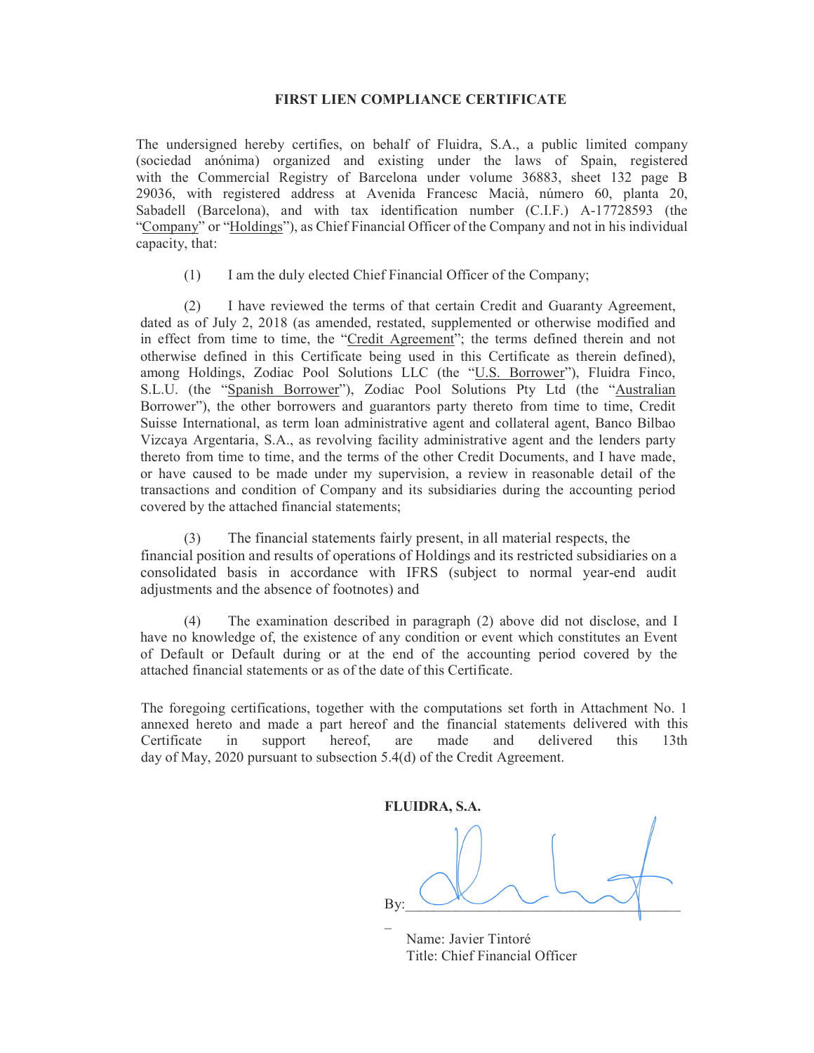**FIRST LIEN COMPLIANCE CERTIFICATE**

The undersigned hereby certifies, on behalf of Fluidra, S.A., a public limited company (sociedad anónima) organized and existing under the laws of Spain, registered with the Commercial Registry of Barcelona under volume 36883, sheet 132 page B 29036, with registered address at Avenida Francesc Macià, número 60, planta 20, Sabadell (Barcelona), and with tax identification number (C.I.F.) A-17728593 (the "Company" or "Holdings"), as Chief Financial Officer of the Company and not in his individual capacity, that:

(1) I am the duly elected Chief Financial Officer of the Company;

(2) I have reviewed the terms of that certain Credit and Guaranty Agreement, dated as of July 2, 2018 (as amended, restated, supplemented or otherwise modified and in effect from time to time, the "Credit Agreement"; the terms defined therein and not otherwise defined in this Certificate being used in this Certificate as therein defined), among Holdings, Zodiac Pool Solutions LLC (the "U.S. Borrower"), Fluidra Finco, S.L.U. (the "Spanish Borrower"), Zodiac Pool Solutions Pty Ltd (the "Australian Borrower"), the other borrowers and guarantors party thereto from time to time, Credit Suisse International, as term loan administrative agent and collateral agent, Banco Bilbao Vizcaya Argentaria, S.A., as revolving facility administrative agent and the lenders party thereto from time to time, and the terms of the other Credit Documents, and I have made, or have caused to be made under my supervision, a review in reasonable detail of the transactions and condition of Company and its subsidiaries during the accounting period covered by the attached financial statements;

(3) The financial statements fairly present, in all material respects, the financial position and results of operations of Holdings and its restricted subsidiaries on a consolidated basis in accordance with IFRS (subject to normal year-end audit adjustments and the absence of footnotes) and

(4) The examination described in paragraph (2) above did not disclose, and I have no knowledge of, the existence of any condition or event which constitutes an Event of Default or Default during or at the end of the accounting period covered by the attached financial statements or as of the date of this Certificate.

The foregoing certifications, together with the computations set forth in Attachment No. 1 annexed hereto and made a part hereof and the financial statements delivered with this Certificate in support hereof, are made and delivered this 13th day of May, 2020 pursuant to subsection 5.4(d) of the Credit Agreement.

**FLUIDRA, S.A.**

By:\_\_\_\_\_\_\_\_\_\_\_\_\_\_\_\_\_\_\_\_\_\_\_\_\_\_\_\_\_\_\_\_\_\_\_\_

Name: Javier Tintoré
Title: Chief Financial Officer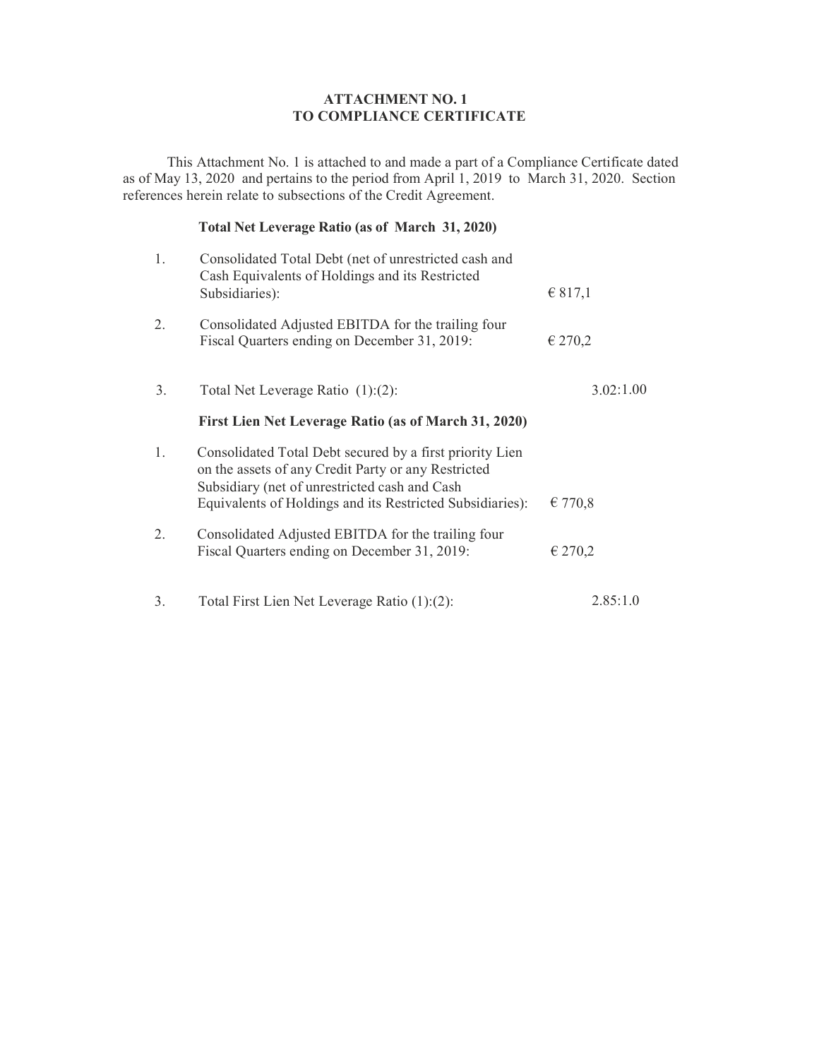**ATTACHMENT NO. 1**
**TO COMPLIANCE CERTIFICATE**

This Attachment No. 1 is attached to and made a part of a Compliance Certificate dated as of May 13, 2020 and pertains to the period from April 1, 2019 to March 31, 2020. Section references herein relate to subsections of the Credit Agreement.

**Total Net Leverage Ratio (as of March 31, 2020)**

| | | |
|---|---|---|
| 1. | Consolidated Total Debt (net of unrestricted cash and Cash Equivalents of Holdings and its Restricted Subsidiaries): | € 817,1 |
| 2. | Consolidated Adjusted EBITDA for the trailing four Fiscal Quarters ending on December 31, 2019: | € 270,2 |
| 3. | Total Net Leverage Ratio (1):(2): | 3.02:1.00 |

**First Lien Net Leverage Ratio (as of March 31, 2020)**

| | | |
|---|---|---|
| 1. | Consolidated Total Debt secured by a first priority Lien on the assets of any Credit Party or any Restricted Subsidiary (net of unrestricted cash and Cash Equivalents of Holdings and its Restricted Subsidiaries): | € 770,8 |
| 2. | Consolidated Adjusted EBITDA for the trailing four Fiscal Quarters ending on December 31, 2019: | € 270,2 |
| 3. | Total First Lien Net Leverage Ratio (1):(2): | 2.85:1.0 |